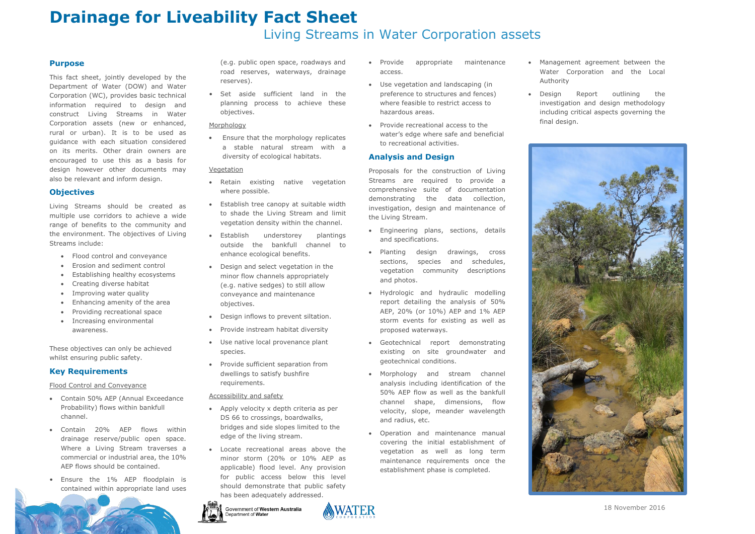# Drainage for Liveability Fact Sheet

## Living Streams in Water Corporation assets

### Purpose

This fact sheet, jointly developed by the Department of Water (DOW) and Water Corporation (WC), provides basic technical information required to design and construct Living Streams in Water Corporation assets (new or enhanced, rural or urban). It is to be used as guidance with each situation considered on its merits. Other drain owners are encouraged to use this as a basis for design however other documents may also be relevant and inform design.

### Objectives

Living Streams should be created as multiple use corridors to achieve a wide range of benefits to the community and the environment. The objectives of Living Streams include:

- Flood control and conveyance
- Erosion and sediment control
- Establishing healthy ecosystems
- Creating diverse habitat
- Improving water quality
- Enhancing amenity of the area
- Providing recreational space
- Increasing environmental awareness.

These objectives can only be achieved whilst ensuring public safety.

### Key Requirements

Flood Control and Conveyance

- Contain 50% AEP (Annual Exceedance Probability) flows within bankfull channel.
- Contain 20% AEP flows within drainage reserve/public open space. Where a Living Stream traverses a commercial or industrial area, the 10% AEP flows should be contained.
- Ensure the 1% AEP floodplain is contained within appropriate land uses (e.g. public open space, roadways and road reserves, waterways, drainage reserves).
- Set aside sufficient land in the planning process to achieve these objectives.

Morphology

- Ensure that the morphology replicates a stable natural stream with a diversity of ecological habitats.

Vegetation

- Retain existing native vegetation where possible.
- Establish tree canopy at suitable width to shade the Living Stream and limit vegetation density within the channel.
- Establish understorey plantings outside the bankfull channel to enhance ecological benefits.
- Design and select vegetation in the minor flow channels appropriately (e.g. native sedges) to still allow conveyance and maintenance objectives.
- Design inflows to prevent siltation.
- Provide instream habitat diversity
- Use native local provenance plant species.
- Provide sufficient separation from dwellings to satisfy bushfire requirements.

Accessibility and safety

- Apply velocity x depth criteria as per DS 66 to crossings, boardwalks, bridges and side slopes limited to the edge of the living stream.
- Locate recreational areas above the minor storm (20% or 10% AEP as applicable) flood level. Any provision for public access below this level should demonstrate that public safety has been adequately addressed.
- Provide appropriate maintenance access.
- Use vegetation and landscaping (in preference to structures and fences) where feasible to restrict access to hazardous areas.
- Provide recreational access to the water's edge where safe and beneficial to recreational activities.

### Analysis and Design

Proposals for the construction of Living Streams are required to provide a comprehensive suite of documentation demonstrating the data collection, investigation, design and maintenance of the Living Stream.

- Engineering plans, sections, details and specifications.
- Planting design drawings, cross sections, species and schedules, vegetation community descriptions and photos.
- Hydrologic and hydraulic modelling report detailing the analysis of 50% AEP, 20% (or 10%) AEP and 1% AEP storm events for existing as well as proposed waterways.
- Geotechnical report demonstrating existing on site groundwater and geotechnical conditions.
- Morphology and stream channel analysis including identification of the 50% AEP flow as well as the bankfull channel shape, dimensions, flow velocity, slope, meander wavelength and radius, etc.
- Operation and maintenance manual covering the initial establishment of vegetation as well as long term maintenance requirements once the establishment phase is completed.
- Management agreement between the Water Corporation and the Local Authority
- Design Report outlining the investigation and design methodology including critical aspects governing the final design.

18 November 2016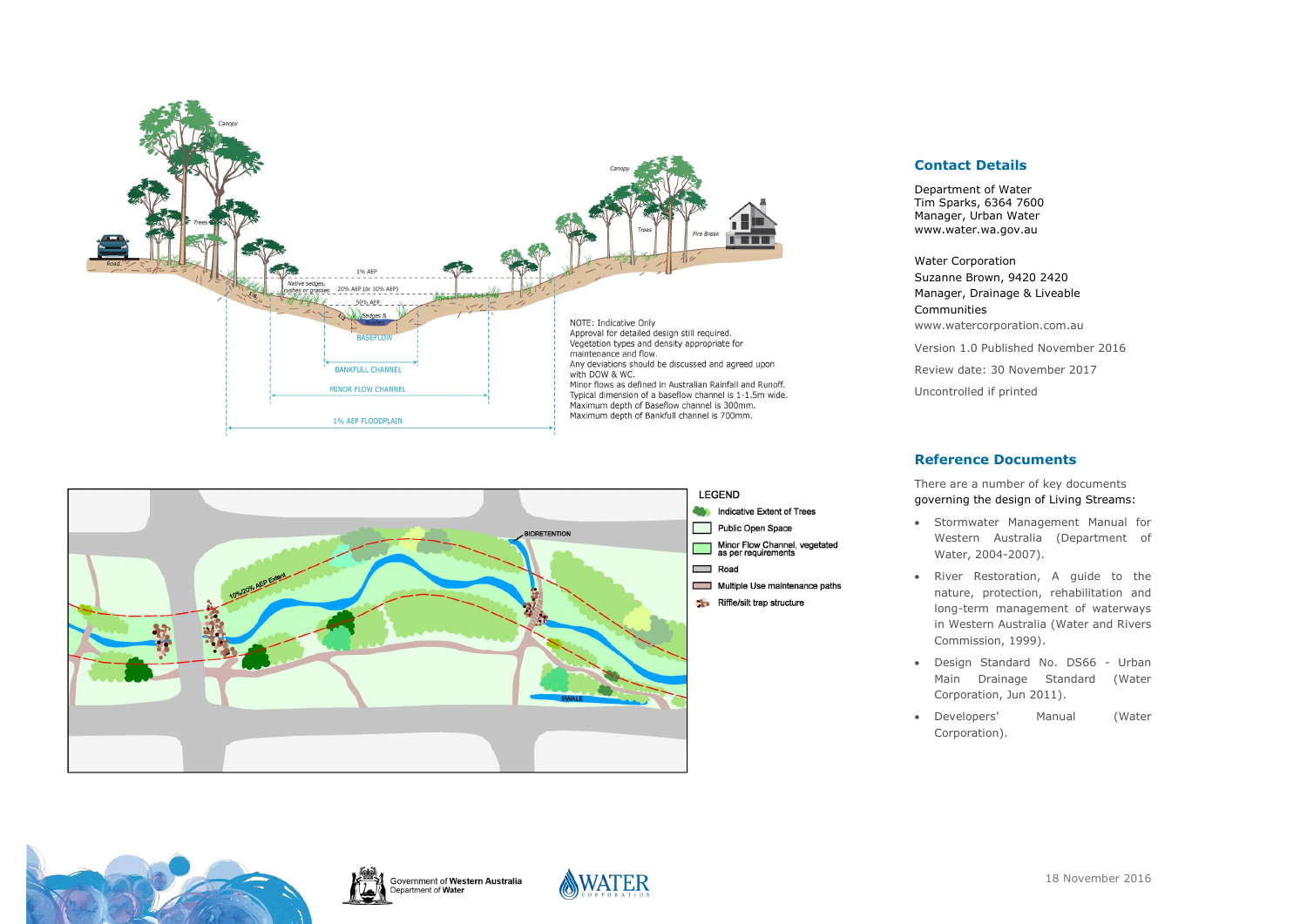Canopy

Canopy

Trees

Trees

Fire Break

Road

1% AEP

Native sedges, rushes or grasses

20% AEP (or 10% AEP)

50% AEP

Sedges & rushes

BASEFLOW

BANKFULL CHANNEL

MINOR FLOW CHANNEL

1% AEP FLOODPLAIN

NOTE: Indicative Only
Approval for detailed design still required.
Vegetation types and density appropriate for maintenance and flow.
Any deviations should be discussed and agreed upon with DOW & WC.
Minor flows as defined in Australian Rainfall and Runoff.
Typical dimension of a baseflow channel is 1-1.5m wide.
Maximum depth of Baseflow channel is 300mm.
Maximum depth of Bankfull channel is 700mm.

BIORETENTION

10%/20% AEP Extent

SWALE

LEGEND

- Indicative Extent of Trees
- Public Open Space
- Minor Flow Channel, vegetated as per requirements
- Road
- Multiple Use maintenance paths
- Riffle/silt trap structure

## Contact Details

Department of Water
Tim Sparks, 6364 7600
Manager, Urban Water
www.water.wa.gov.au

Water Corporation
Suzanne Brown, 9420 2420
Manager, Drainage & Liveable Communities
www.watercorporation.com.au

Version 1.0 Published November 2016

Review date: 30 November 2017

Uncontrolled if printed

## Reference Documents

There are a number of key documents governing the design of Living Streams:

- Stormwater Management Manual for Western Australia (Department of Water, 2004-2007).
- River Restoration, A guide to the nature, protection, rehabilitation and long-term management of waterways in Western Australia (Water and Rivers Commission, 1999).
- Design Standard No. DS66 - Urban Main Drainage Standard (Water Corporation, Jun 2011).
- Developers' Manual (Water Corporation).

Government of Western Australia
Department of Water

WATER CORPORATION

18 November 2016